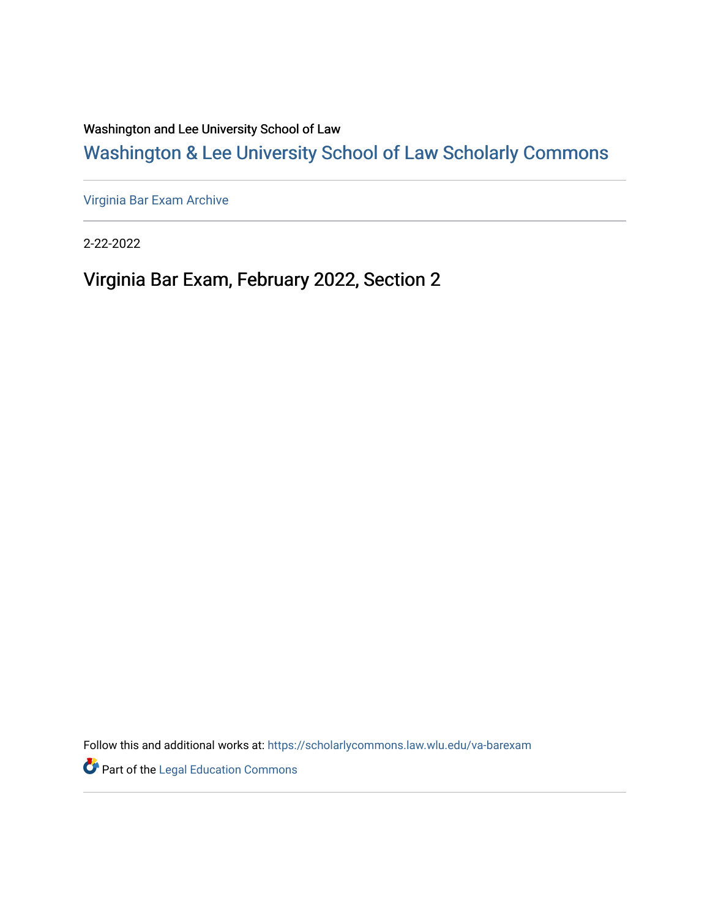Washington and Lee University School of Law

# Washington & Lee University School of Law Scholarly Commons

Virginia Bar Exam Archive

2-22-2022

## Virginia Bar Exam, February 2022, Section 2

Follow this and additional works at: https://scholarlycommons.law.wlu.edu/va-barexam

Part of the Legal Education Commons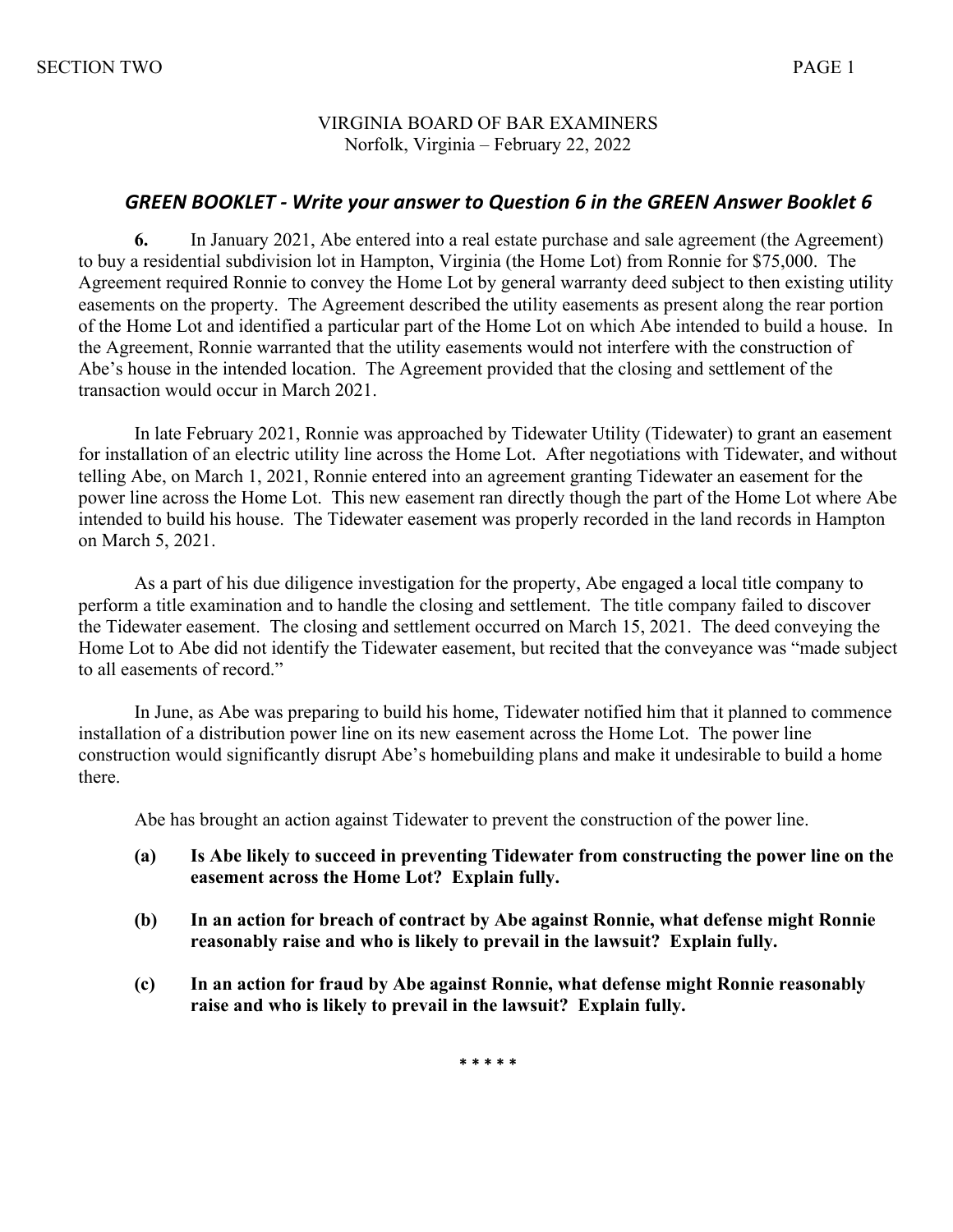VIRGINIA BOARD OF BAR EXAMINERS
Norfolk, Virginia – February 22, 2022

## *GREEN BOOKLET - Write your answer to Question 6 in the GREEN Answer Booklet 6*

**6.** In January 2021, Abe entered into a real estate purchase and sale agreement (the Agreement) to buy a residential subdivision lot in Hampton, Virginia (the Home Lot) from Ronnie for $75,000. The Agreement required Ronnie to convey the Home Lot by general warranty deed subject to then existing utility easements on the property. The Agreement described the utility easements as present along the rear portion of the Home Lot and identified a particular part of the Home Lot on which Abe intended to build a house. In the Agreement, Ronnie warranted that the utility easements would not interfere with the construction of Abe's house in the intended location. The Agreement provided that the closing and settlement of the transaction would occur in March 2021.

In late February 2021, Ronnie was approached by Tidewater Utility (Tidewater) to grant an easement for installation of an electric utility line across the Home Lot. After negotiations with Tidewater, and without telling Abe, on March 1, 2021, Ronnie entered into an agreement granting Tidewater an easement for the power line across the Home Lot. This new easement ran directly though the part of the Home Lot where Abe intended to build his house. The Tidewater easement was properly recorded in the land records in Hampton on March 5, 2021.

As a part of his due diligence investigation for the property, Abe engaged a local title company to perform a title examination and to handle the closing and settlement. The title company failed to discover the Tidewater easement. The closing and settlement occurred on March 15, 2021. The deed conveying the Home Lot to Abe did not identify the Tidewater easement, but recited that the conveyance was "made subject to all easements of record."

In June, as Abe was preparing to build his home, Tidewater notified him that it planned to commence installation of a distribution power line on its new easement across the Home Lot. The power line construction would significantly disrupt Abe's homebuilding plans and make it undesirable to build a home there.

Abe has brought an action against Tidewater to prevent the construction of the power line.

**(a) Is Abe likely to succeed in preventing Tidewater from constructing the power line on the easement across the Home Lot? Explain fully.**

**(b) In an action for breach of contract by Abe against Ronnie, what defense might Ronnie reasonably raise and who is likely to prevail in the lawsuit? Explain fully.**

**(c) In an action for fraud by Abe against Ronnie, what defense might Ronnie reasonably raise and who is likely to prevail in the lawsuit? Explain fully.**

\* \* \* \* \*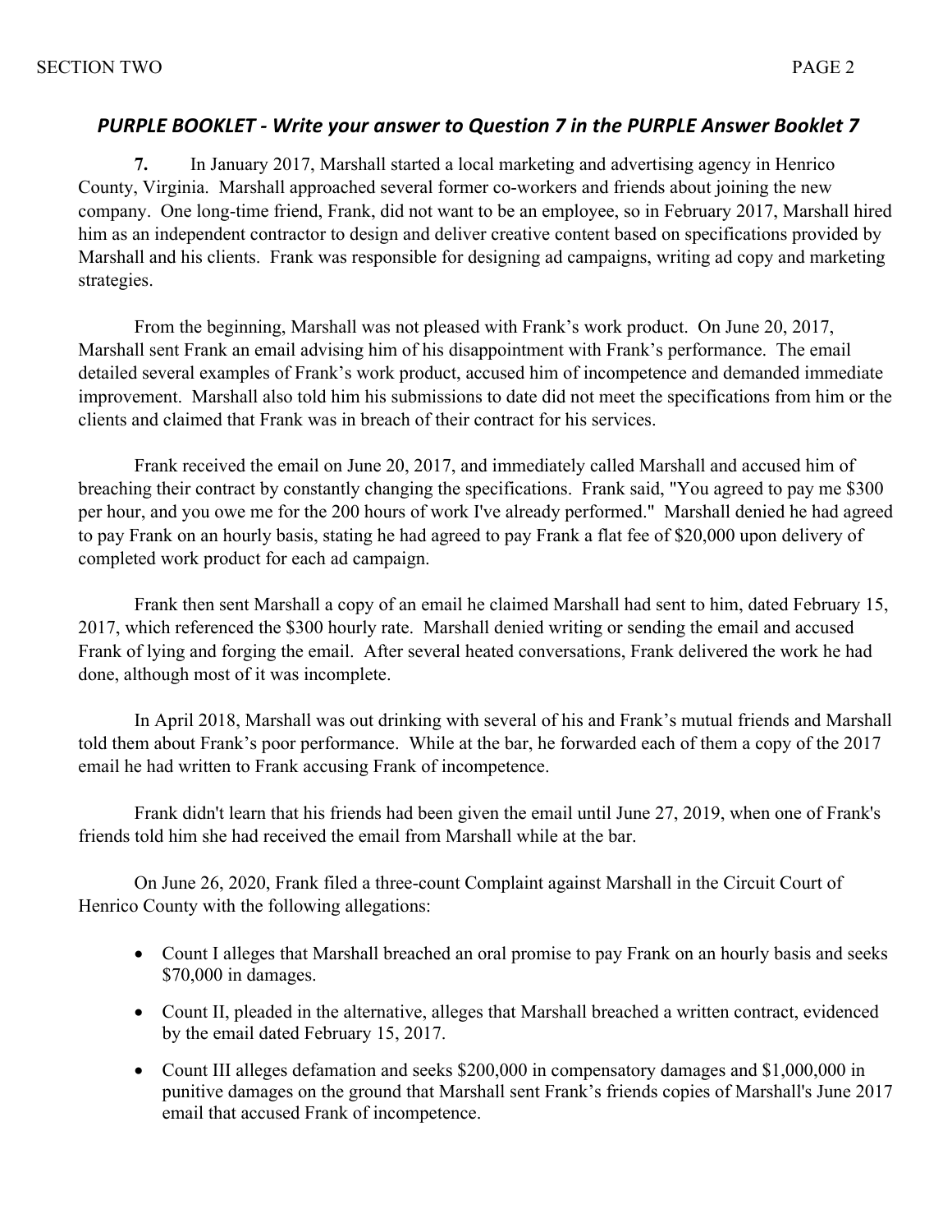### *PURPLE BOOKLET - Write your answer to Question 7 in the PURPLE Answer Booklet 7*

**7.** In January 2017, Marshall started a local marketing and advertising agency in Henrico County, Virginia. Marshall approached several former co-workers and friends about joining the new company. One long-time friend, Frank, did not want to be an employee, so in February 2017, Marshall hired him as an independent contractor to design and deliver creative content based on specifications provided by Marshall and his clients. Frank was responsible for designing ad campaigns, writing ad copy and marketing strategies.

From the beginning, Marshall was not pleased with Frank's work product. On June 20, 2017, Marshall sent Frank an email advising him of his disappointment with Frank's performance. The email detailed several examples of Frank's work product, accused him of incompetence and demanded immediate improvement. Marshall also told him his submissions to date did not meet the specifications from him or the clients and claimed that Frank was in breach of their contract for his services.

Frank received the email on June 20, 2017, and immediately called Marshall and accused him of breaching their contract by constantly changing the specifications. Frank said, "You agreed to pay me $300 per hour, and you owe me for the 200 hours of work I've already performed." Marshall denied he had agreed to pay Frank on an hourly basis, stating he had agreed to pay Frank a flat fee of $20,000 upon delivery of completed work product for each ad campaign.

Frank then sent Marshall a copy of an email he claimed Marshall had sent to him, dated February 15, 2017, which referenced the $300 hourly rate. Marshall denied writing or sending the email and accused Frank of lying and forging the email. After several heated conversations, Frank delivered the work he had done, although most of it was incomplete.

In April 2018, Marshall was out drinking with several of his and Frank's mutual friends and Marshall told them about Frank's poor performance. While at the bar, he forwarded each of them a copy of the 2017 email he had written to Frank accusing Frank of incompetence.

Frank didn't learn that his friends had been given the email until June 27, 2019, when one of Frank's friends told him she had received the email from Marshall while at the bar.

On June 26, 2020, Frank filed a three-count Complaint against Marshall in the Circuit Court of Henrico County with the following allegations:

- Count I alleges that Marshall breached an oral promise to pay Frank on an hourly basis and seeks $70,000 in damages.
- Count II, pleaded in the alternative, alleges that Marshall breached a written contract, evidenced by the email dated February 15, 2017.
- Count III alleges defamation and seeks $200,000 in compensatory damages and $1,000,000 in punitive damages on the ground that Marshall sent Frank's friends copies of Marshall's June 2017 email that accused Frank of incompetence.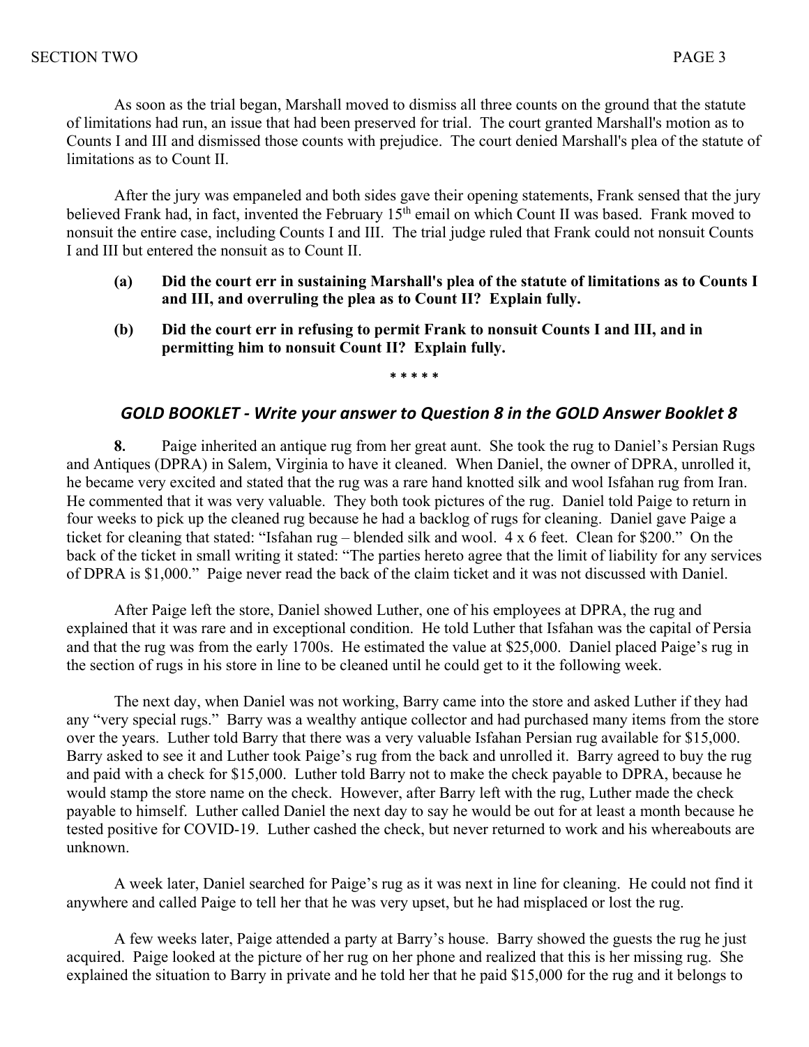As soon as the trial began, Marshall moved to dismiss all three counts on the ground that the statute of limitations had run, an issue that had been preserved for trial. The court granted Marshall's motion as to Counts I and III and dismissed those counts with prejudice. The court denied Marshall's plea of the statute of limitations as to Count II.

After the jury was empaneled and both sides gave their opening statements, Frank sensed that the jury believed Frank had, in fact, invented the February 15th email on which Count II was based. Frank moved to nonsuit the entire case, including Counts I and III. The trial judge ruled that Frank could not nonsuit Counts I and III but entered the nonsuit as to Count II.

**(a) Did the court err in sustaining Marshall's plea of the statute of limitations as to Counts I and III, and overruling the plea as to Count II? Explain fully.**

**(b) Did the court err in refusing to permit Frank to nonsuit Counts I and III, and in permitting him to nonsuit Count II? Explain fully.**

\* \* \* \* \*

## *GOLD BOOKLET - Write your answer to Question 8 in the GOLD Answer Booklet 8*

**8.** Paige inherited an antique rug from her great aunt. She took the rug to Daniel's Persian Rugs and Antiques (DPRA) in Salem, Virginia to have it cleaned. When Daniel, the owner of DPRA, unrolled it, he became very excited and stated that the rug was a rare hand knotted silk and wool Isfahan rug from Iran. He commented that it was very valuable. They both took pictures of the rug. Daniel told Paige to return in four weeks to pick up the cleaned rug because he had a backlog of rugs for cleaning. Daniel gave Paige a ticket for cleaning that stated: "Isfahan rug – blended silk and wool. 4 x 6 feet. Clean for $200." On the back of the ticket in small writing it stated: "The parties hereto agree that the limit of liability for any services of DPRA is $1,000." Paige never read the back of the claim ticket and it was not discussed with Daniel.

After Paige left the store, Daniel showed Luther, one of his employees at DPRA, the rug and explained that it was rare and in exceptional condition. He told Luther that Isfahan was the capital of Persia and that the rug was from the early 1700s. He estimated the value at $25,000. Daniel placed Paige's rug in the section of rugs in his store in line to be cleaned until he could get to it the following week.

The next day, when Daniel was not working, Barry came into the store and asked Luther if they had any "very special rugs." Barry was a wealthy antique collector and had purchased many items from the store over the years. Luther told Barry that there was a very valuable Isfahan Persian rug available for $15,000. Barry asked to see it and Luther took Paige's rug from the back and unrolled it. Barry agreed to buy the rug and paid with a check for $15,000. Luther told Barry not to make the check payable to DPRA, because he would stamp the store name on the check. However, after Barry left with the rug, Luther made the check payable to himself. Luther called Daniel the next day to say he would be out for at least a month because he tested positive for COVID-19. Luther cashed the check, but never returned to work and his whereabouts are unknown.

A week later, Daniel searched for Paige's rug as it was next in line for cleaning. He could not find it anywhere and called Paige to tell her that he was very upset, but he had misplaced or lost the rug.

A few weeks later, Paige attended a party at Barry's house. Barry showed the guests the rug he just acquired. Paige looked at the picture of her rug on her phone and realized that this is her missing rug. She explained the situation to Barry in private and he told her that he paid $15,000 for the rug and it belongs to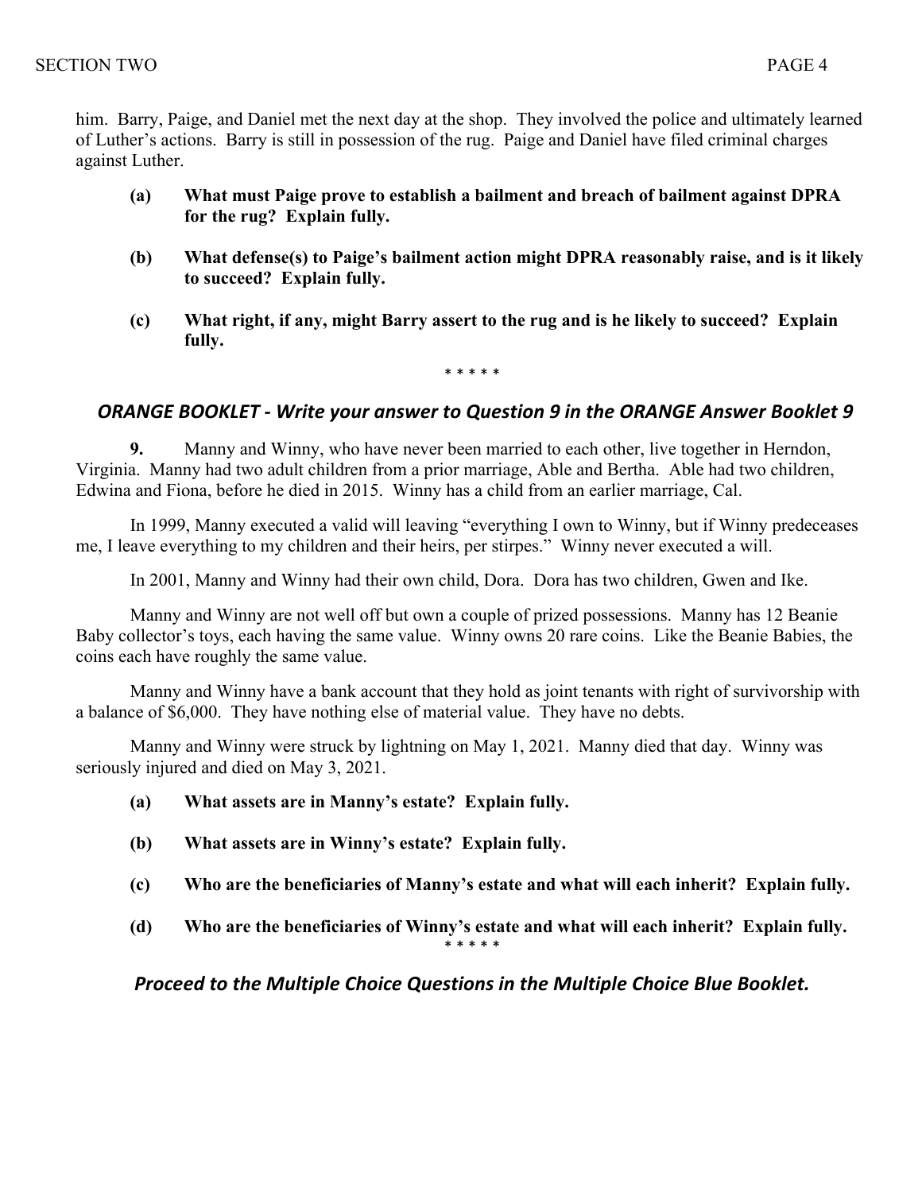him. Barry, Paige, and Daniel met the next day at the shop. They involved the police and ultimately learned of Luther's actions. Barry is still in possession of the rug. Paige and Daniel have filed criminal charges against Luther.

**(a) What must Paige prove to establish a bailment and breach of bailment against DPRA for the rug? Explain fully.**

**(b) What defense(s) to Paige's bailment action might DPRA reasonably raise, and is it likely to succeed? Explain fully.**

**(c) What right, if any, might Barry assert to the rug and is he likely to succeed? Explain fully.**

\* \* \* \* \*

## *ORANGE BOOKLET - Write your answer to Question 9 in the ORANGE Answer Booklet 9*

**9.** Manny and Winny, who have never been married to each other, live together in Herndon, Virginia. Manny had two adult children from a prior marriage, Able and Bertha. Able had two children, Edwina and Fiona, before he died in 2015. Winny has a child from an earlier marriage, Cal.

In 1999, Manny executed a valid will leaving "everything I own to Winny, but if Winny predeceases me, I leave everything to my children and their heirs, per stirpes." Winny never executed a will.

In 2001, Manny and Winny had their own child, Dora. Dora has two children, Gwen and Ike.

Manny and Winny are not well off but own a couple of prized possessions. Manny has 12 Beanie Baby collector's toys, each having the same value. Winny owns 20 rare coins. Like the Beanie Babies, the coins each have roughly the same value.

Manny and Winny have a bank account that they hold as joint tenants with right of survivorship with a balance of $6,000. They have nothing else of material value. They have no debts.

Manny and Winny were struck by lightning on May 1, 2021. Manny died that day. Winny was seriously injured and died on May 3, 2021.

**(a) What assets are in Manny's estate? Explain fully.**

**(b) What assets are in Winny's estate? Explain fully.**

**(c) Who are the beneficiaries of Manny's estate and what will each inherit? Explain fully.**

**(d) Who are the beneficiaries of Winny's estate and what will each inherit? Explain fully.**

\* \* \* \* \*

***Proceed to the Multiple Choice Questions in the Multiple Choice Blue Booklet.***